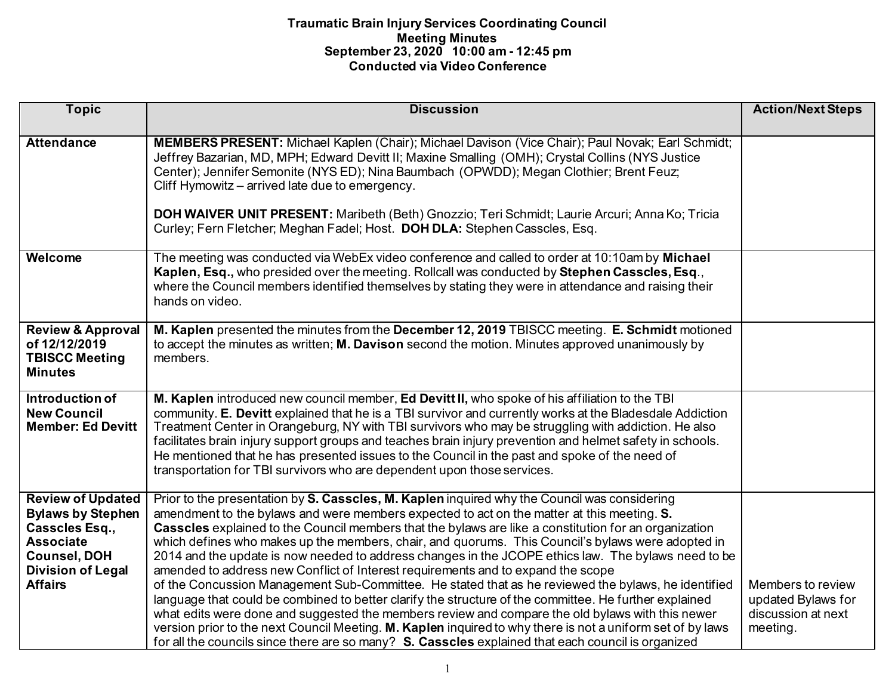**Traumatic Brain Injury Services Coordinating Council**
**Meeting Minutes**
**September 23, 2020 10:00 am - 12:45 pm**
**Conducted via Video Conference**

| Topic | Discussion | Action/Next Steps |
|---|---|---|
| **Attendance** | **MEMBERS PRESENT:** Michael Kaplen (Chair); Michael Davison (Vice Chair); Paul Novak; Earl Schmidt; Jeffrey Bazarian, MD, MPH; Edward Devitt II; Maxine Smalling (OMH); Crystal Collins (NYS Justice Center); Jennifer Semonite (NYS ED); Nina Baumbach (OPWDD); Megan Clothier; Brent Feuz; Cliff Hymowitz – arrived late due to emergency.<br><br>**DOH WAIVER UNIT PRESENT:** Maribeth (Beth) Gnozzio; Teri Schmidt; Laurie Arcuri; Anna Ko; Tricia Curley; Fern Fletcher; Meghan Fadel; Host. **DOH DLA:** Stephen Casscles, Esq. | |
| **Welcome** | The meeting was conducted via WebEx video conference and called to order at 10:10am by **Michael Kaplen, Esq.,** who presided over the meeting. Rollcall was conducted by **Stephen Casscles, Esq**., where the Council members identified themselves by stating they were in attendance and raising their hands on video. | |
| **Review & Approval of 12/12/2019 TBISCC Meeting Minutes** | **M. Kaplen** presented the minutes from the **December 12, 2019** TBISCC meeting. **E. Schmidt** motioned to accept the minutes as written; **M. Davison** second the motion. Minutes approved unanimously by members. | |
| **Introduction of New Council Member: Ed Devitt** | **M. Kaplen** introduced new council member, **Ed Devitt II,** who spoke of his affiliation to the TBI community. **E. Devitt** explained that he is a TBI survivor and currently works at the Bladesdale Addiction Treatment Center in Orangeburg, NY with TBI survivors who may be struggling with addiction. He also facilitates brain injury support groups and teaches brain injury prevention and helmet safety in schools. He mentioned that he has presented issues to the Council in the past and spoke of the need of transportation for TBI survivors who are dependent upon those services. | |
| **Review of Updated Bylaws by Stephen Casscles Esq., Associate Counsel, DOH Division of Legal Affairs** | Prior to the presentation by **S. Casscles, M. Kaplen** inquired why the Council was considering amendment to the bylaws and were members expected to act on the matter at this meeting. **S. Casscles** explained to the Council members that the bylaws are like a constitution for an organization which defines who makes up the members, chair, and quorums. This Council's bylaws were adopted in 2014 and the update is now needed to address changes in the JCOPE ethics law. The bylaws need to be amended to address new Conflict of Interest requirements and to expand the scope of the Concussion Management Sub-Committee. He stated that as he reviewed the bylaws, he identified language that could be combined to better clarify the structure of the committee. He further explained what edits were done and suggested the members review and compare the old bylaws with this newer version prior to the next Council Meeting. **M. Kaplen** inquired to why there is not a uniform set of by laws for all the councils since there are so many? **S. Casscles** explained that each council is organized | Members to review updated Bylaws for discussion at next meeting. |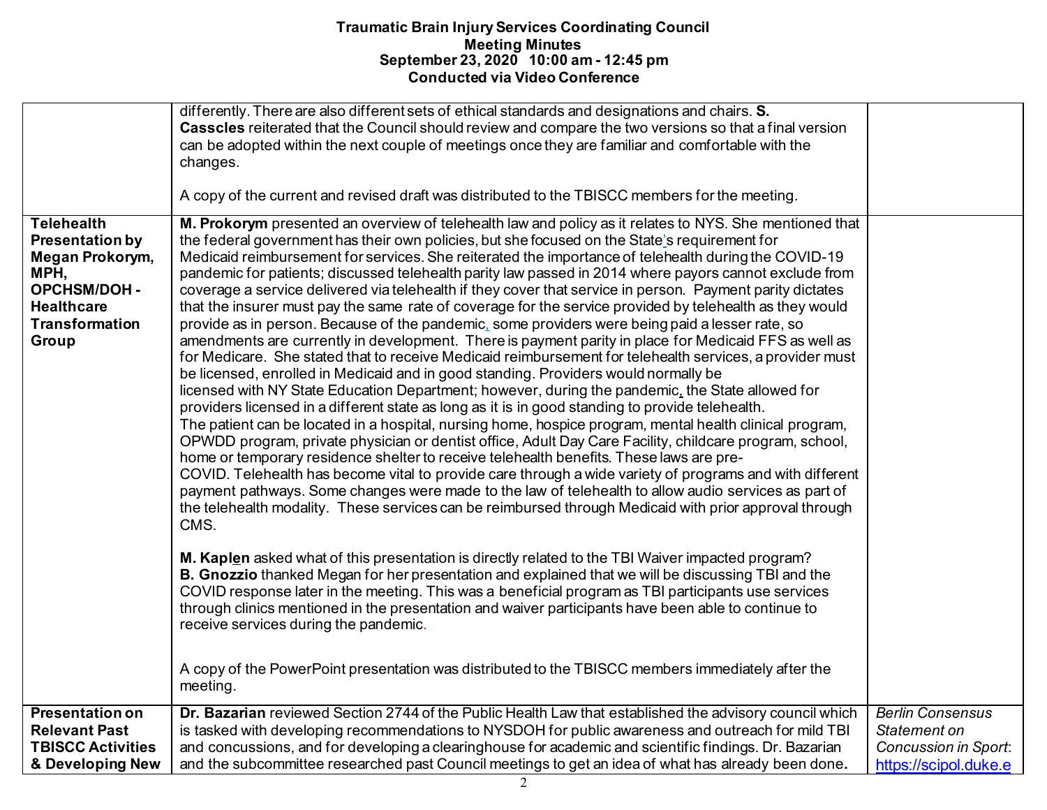# Traumatic Brain Injury Services Coordinating Council
## Meeting Minutes
### September 23, 2020 10:00 am - 12:45 pm
### Conducted via Video Conference

| | | |
|---|---|---|
| | differently. There are also different sets of ethical standards and designations and chairs. **S. Casscles** reiterated that the Council should review and compare the two versions so that a final version can be adopted within the next couple of meetings once they are familiar and comfortable with the changes.<br><br>A copy of the current and revised draft was distributed to the TBISCC members for the meeting. | |
| **Telehealth Presentation by Megan Prokorym, MPH, OPCHSM/DOH - Healthcare Transformation Group** | **M. Prokorym** presented an overview of telehealth law and policy as it relates to NYS. She mentioned that the federal government has their own policies, but she focused on the State's requirement for Medicaid reimbursement for services. She reiterated the importance of telehealth during the COVID-19 pandemic for patients; discussed telehealth parity law passed in 2014 where payors cannot exclude from coverage a service delivered via telehealth if they cover that service in person. Payment parity dictates that the insurer must pay the same rate of coverage for the service provided by telehealth as they would provide as in person. Because of the pandemic, some providers were being paid a lesser rate, so amendments are currently in development. There is payment parity in place for Medicaid FFS as well as for Medicare. She stated that to receive Medicaid reimbursement for telehealth services, a provider must be licensed, enrolled in Medicaid and in good standing. Providers would normally be licensed with NY State Education Department; however, during the pandemic, the State allowed for providers licensed in a different state as long as it is in good standing to provide telehealth. The patient can be located in a hospital, nursing home, hospice program, mental health clinical program, OPWDD program, private physician or dentist office, Adult Day Care Facility, childcare program, school, home or temporary residence shelter to receive telehealth benefits. These laws are pre-COVID. Telehealth has become vital to provide care through a wide variety of programs and with different payment pathways. Some changes were made to the law of telehealth to allow audio services as part of the telehealth modality. These services can be reimbursed through Medicaid with prior approval through CMS.<br><br>**M. Kaplen** asked what of this presentation is directly related to the TBI Waiver impacted program? **B. Gnozzio** thanked Megan for her presentation and explained that we will be discussing TBI and the COVID response later in the meeting. This was a beneficial program as TBI participants use services through clinics mentioned in the presentation and waiver participants have been able to continue to receive services during the pandemic.<br><br>A copy of the PowerPoint presentation was distributed to the TBISCC members immediately after the meeting. | |
| **Presentation on Relevant Past TBISCC Activities & Developing New** | **Dr. Bazarian** reviewed Section 2744 of the Public Health Law that established the advisory council which is tasked with developing recommendations to NYSDOH for public awareness and outreach for mild TBI and concussions, and for developing a clearinghouse for academic and scientific findings. Dr. Bazarian and the subcommittee researched past Council meetings to get an idea of what has already been done. | *Berlin Consensus Statement on Concussion in Sport*: https://scipol.duke.e |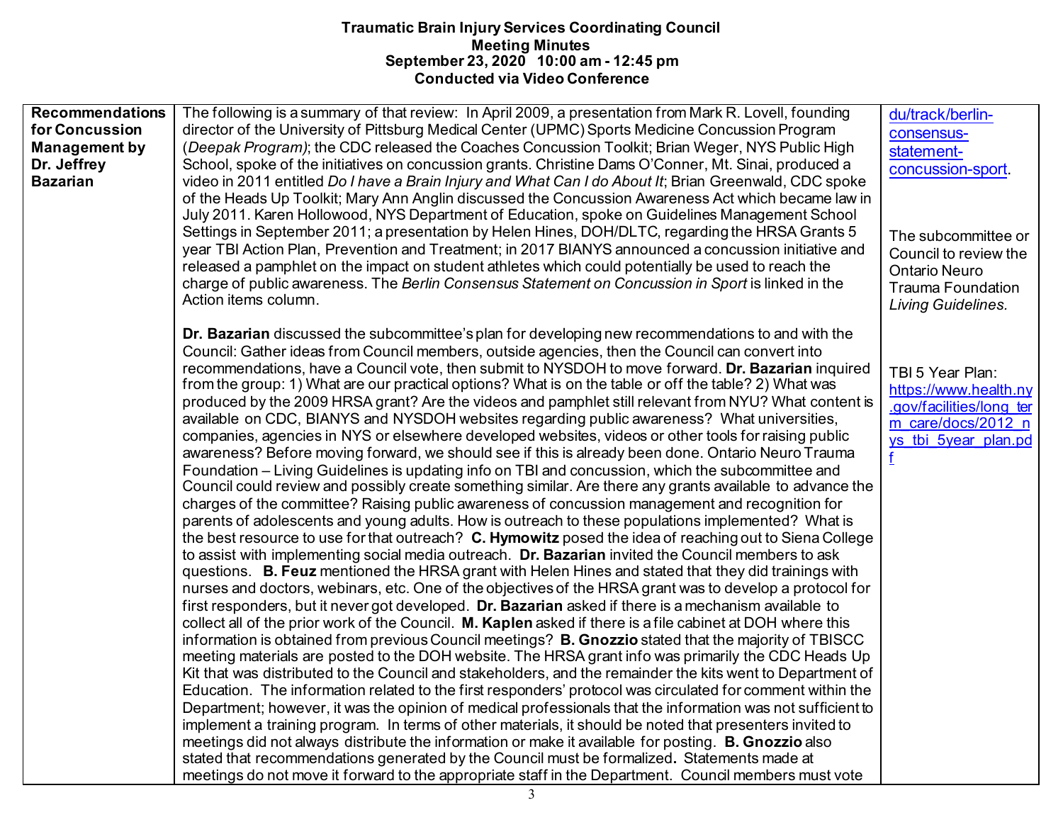**Traumatic Brain Injury Services Coordinating Council**
**Meeting Minutes**
**September 23, 2020 10:00 am - 12:45 pm**
**Conducted via Video Conference**

| | | |
|---|---|---|
| **Recommendations for Concussion Management by Dr. Jeffrey Bazarian** | The following is a summary of that review: In April 2009, a presentation from Mark R. Lovell, founding director of the University of Pittsburg Medical Center (UPMC) Sports Medicine Concussion Program (*Deepak Program)*; the CDC released the Coaches Concussion Toolkit; Brian Weger, NYS Public High School, spoke of the initiatives on concussion grants. Christine Dams O'Conner, Mt. Sinai, produced a video in 2011 entitled *Do I have a Brain Injury and What Can I do About It*; Brian Greenwald, CDC spoke of the Heads Up Toolkit; Mary Ann Anglin discussed the Concussion Awareness Act which became law in July 2011. Karen Hollowood, NYS Department of Education, spoke on Guidelines Management School Settings in September 2011; a presentation by Helen Hines, DOH/DLTC, regarding the HRSA Grants 5 year TBI Action Plan, Prevention and Treatment; in 2017 BIANYS announced a concussion initiative and released a pamphlet on the impact on student athletes which could potentially be used to reach the charge of public awareness. The *Berlin Consensus Statement on Concussion in Sport* is linked in the Action items column.<br><br>**Dr. Bazarian** discussed the subcommittee's plan for developing new recommendations to and with the Council: Gather ideas from Council members, outside agencies, then the Council can convert into recommendations, have a Council vote, then submit to NYSDOH to move forward. **Dr. Bazarian** inquired from the group: 1) What are our practical options? What is on the table or off the table? 2) What was produced by the 2009 HRSA grant? Are the videos and pamphlet still relevant from NYU? What content is available on CDC, BIANYS and NYSDOH websites regarding public awareness? What universities, companies, agencies in NYS or elsewhere developed websites, videos or other tools for raising public awareness? Before moving forward, we should see if this is already been done. Ontario Neuro Trauma Foundation – Living Guidelines is updating info on TBI and concussion, which the subcommittee and Council could review and possibly create something similar. Are there any grants available to advance the charges of the committee? Raising public awareness of concussion management and recognition for parents of adolescents and young adults. How is outreach to these populations implemented? What is the best resource to use for that outreach? **C. Hymowitz** posed the idea of reaching out to Siena College to assist with implementing social media outreach. **Dr. Bazarian** invited the Council members to ask questions. **B. Feuz** mentioned the HRSA grant with Helen Hines and stated that they did trainings with nurses and doctors, webinars, etc. One of the objectives of the HRSA grant was to develop a protocol for first responders, but it never got developed. **Dr. Bazarian** asked if there is a mechanism available to collect all of the prior work of the Council. **M. Kaplen** asked if there is a file cabinet at DOH where this information is obtained from previous Council meetings? **B. Gnozzio** stated that the majority of TBISCC meeting materials are posted to the DOH website. The HRSA grant info was primarily the CDC Heads Up Kit that was distributed to the Council and stakeholders, and the remainder the kits went to Department of Education. The information related to the first responders' protocol was circulated for comment within the Department; however, it was the opinion of medical professionals that the information was not sufficient to implement a training program. In terms of other materials, it should be noted that presenters invited to meetings did not always distribute the information or make it available for posting. **B. Gnozzio** also stated that recommendations generated by the Council must be formalized**.** Statements made at meetings do not move it forward to the appropriate staff in the Department. Council members must vote | du/track/berlin-consensus-statement-concussion-sport.<br><br>The subcommittee or Council to review the Ontario Neuro Trauma Foundation *Living Guidelines.*<br><br>TBI 5 Year Plan: https://www.health.ny.gov/facilities/long_term_care/docs/2012_nys_tbi_5year_plan.pdf |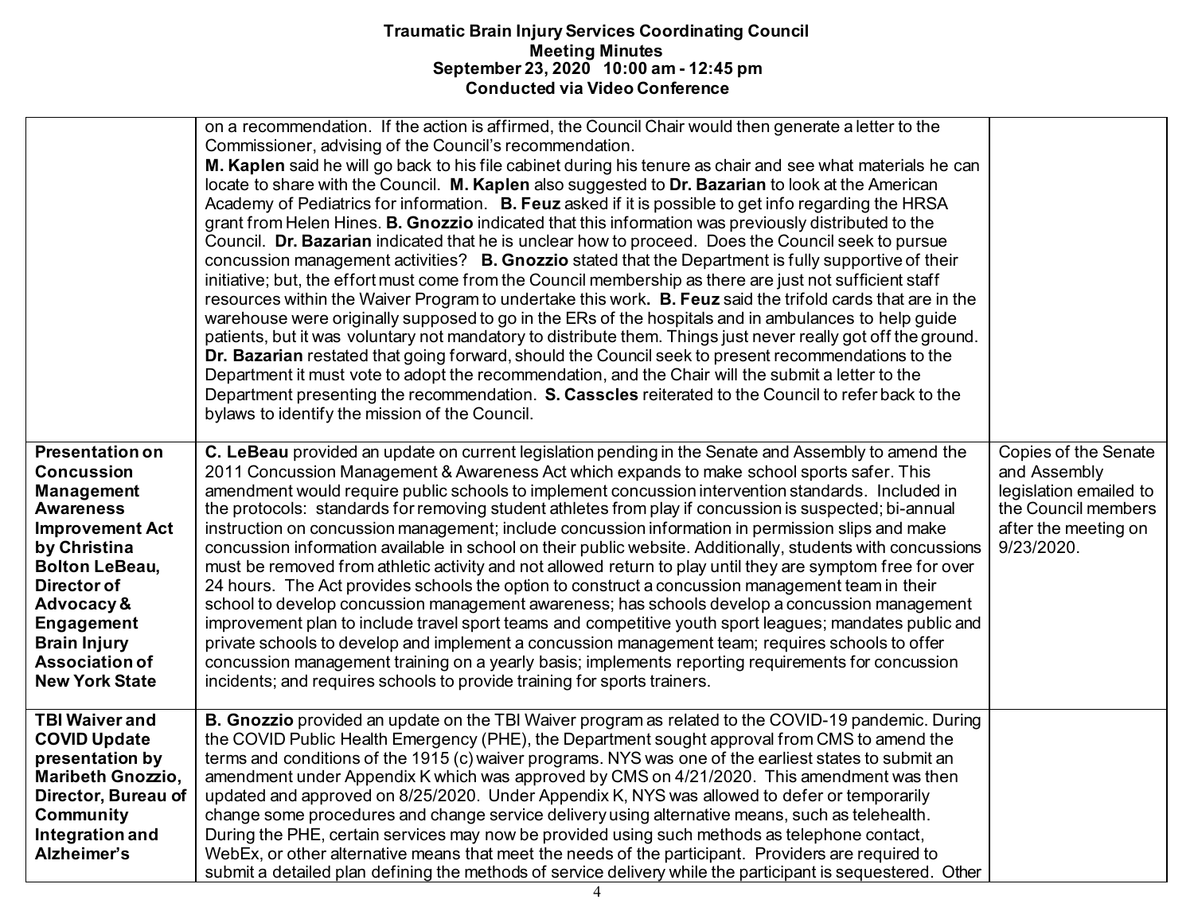**Traumatic Brain Injury Services Coordinating Council**
**Meeting Minutes**
**September 23, 2020 10:00 am - 12:45 pm**
**Conducted via Video Conference**

| | | |
|---|---|---|
| | on a recommendation. If the action is affirmed, the Council Chair would then generate a letter to the Commissioner, advising of the Council's recommendation. **M. Kaplen** said he will go back to his file cabinet during his tenure as chair and see what materials he can locate to share with the Council. **M. Kaplen** also suggested to **Dr. Bazarian** to look at the American Academy of Pediatrics for information. **B. Feuz** asked if it is possible to get info regarding the HRSA grant from Helen Hines. **B. Gnozzio** indicated that this information was previously distributed to the Council. **Dr. Bazarian** indicated that he is unclear how to proceed. Does the Council seek to pursue concussion management activities? **B. Gnozzio** stated that the Department is fully supportive of their initiative; but, the effort must come from the Council membership as there are just not sufficient staff resources within the Waiver Program to undertake this work**. B. Feuz** said the trifold cards that are in the warehouse were originally supposed to go in the ERs of the hospitals and in ambulances to help guide patients, but it was voluntary not mandatory to distribute them. Things just never really got off the ground. **Dr. Bazarian** restated that going forward, should the Council seek to present recommendations to the Department it must vote to adopt the recommendation, and the Chair will the submit a letter to the Department presenting the recommendation. **S. Casscles** reiterated to the Council to refer back to the bylaws to identify the mission of the Council. | |
| **Presentation on Concussion Management Awareness Improvement Act by Christina Bolton LeBeau, Director of Advocacy & Engagement Brain Injury Association of New York State** | **C. LeBeau** provided an update on current legislation pending in the Senate and Assembly to amend the 2011 Concussion Management & Awareness Act which expands to make school sports safer. This amendment would require public schools to implement concussion intervention standards. Included in the protocols: standards for removing student athletes from play if concussion is suspected; bi-annual instruction on concussion management; include concussion information in permission slips and make concussion information available in school on their public website. Additionally, students with concussions must be removed from athletic activity and not allowed return to play until they are symptom free for over 24 hours. The Act provides schools the option to construct a concussion management team in their school to develop concussion management awareness; has schools develop a concussion management improvement plan to include travel sport teams and competitive youth sport leagues; mandates public and private schools to develop and implement a concussion management team; requires schools to offer concussion management training on a yearly basis; implements reporting requirements for concussion incidents; and requires schools to provide training for sports trainers. | Copies of the Senate and Assembly legislation emailed to the Council members after the meeting on 9/23/2020. |
| **TBI Waiver and COVID Update presentation by Maribeth Gnozzio, Director, Bureau of Community Integration and Alzheimer's** | **B. Gnozzio** provided an update on the TBI Waiver program as related to the COVID-19 pandemic. During the COVID Public Health Emergency (PHE), the Department sought approval from CMS to amend the terms and conditions of the 1915 (c) waiver programs. NYS was one of the earliest states to submit an amendment under Appendix K which was approved by CMS on 4/21/2020. This amendment was then updated and approved on 8/25/2020. Under Appendix K, NYS was allowed to defer or temporarily change some procedures and change service delivery using alternative means, such as telehealth. During the PHE, certain services may now be provided using such methods as telephone contact, WebEx, or other alternative means that meet the needs of the participant. Providers are required to submit a detailed plan defining the methods of service delivery while the participant is sequestered. Other | |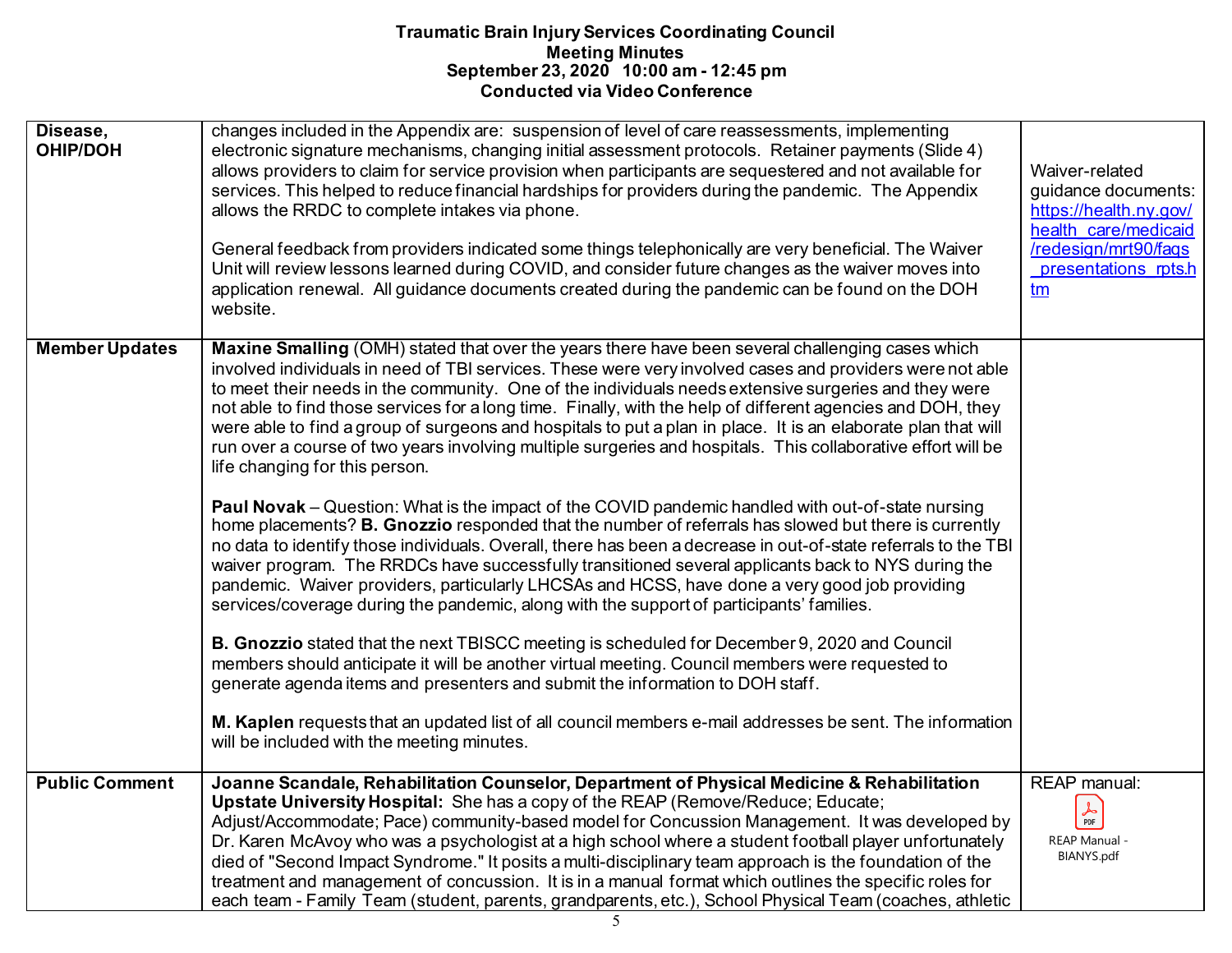**Traumatic Brain Injury Services Coordinating Council**
**Meeting Minutes**
**September 23, 2020 10:00 am - 12:45 pm**
**Conducted via Video Conference**

| | | |
|---|---|---|
| **Disease, OHIP/DOH** | changes included in the Appendix are: suspension of level of care reassessments, implementing electronic signature mechanisms, changing initial assessment protocols. Retainer payments (Slide 4) allows providers to claim for service provision when participants are sequestered and not available for services. This helped to reduce financial hardships for providers during the pandemic. The Appendix allows the RRDC to complete intakes via phone.<br><br>General feedback from providers indicated some things telephonically are very beneficial. The Waiver Unit will review lessons learned during COVID, and consider future changes as the waiver moves into application renewal. All guidance documents created during the pandemic can be found on the DOH website. | Waiver-related guidance documents: https://health.ny.gov/health_care/medicaid/redesign/mrt90/faqs_presentations_rpts.htm |
| **Member Updates** | **Maxine Smalling** (OMH) stated that over the years there have been several challenging cases which involved individuals in need of TBI services. These were very involved cases and providers were not able to meet their needs in the community. One of the individuals needs extensive surgeries and they were not able to find those services for a long time. Finally, with the help of different agencies and DOH, they were able to find a group of surgeons and hospitals to put a plan in place. It is an elaborate plan that will run over a course of two years involving multiple surgeries and hospitals. This collaborative effort will be life changing for this person.<br><br>**Paul Novak** – Question: What is the impact of the COVID pandemic handled with out-of-state nursing home placements? **B. Gnozzio** responded that the number of referrals has slowed but there is currently no data to identify those individuals. Overall, there has been a decrease in out-of-state referrals to the TBI waiver program. The RRDCs have successfully transitioned several applicants back to NYS during the pandemic. Waiver providers, particularly LHCSAs and HCSS, have done a very good job providing services/coverage during the pandemic, along with the support of participants' families.<br><br>**B. Gnozzio** stated that the next TBISCC meeting is scheduled for December 9, 2020 and Council members should anticipate it will be another virtual meeting. Council members were requested to generate agenda items and presenters and submit the information to DOH staff.<br><br>**M. Kaplen** requests that an updated list of all council members e-mail addresses be sent. The information will be included with the meeting minutes. | |
| **Public Comment** | **Joanne Scandale, Rehabilitation Counselor, Department of Physical Medicine & Rehabilitation Upstate University Hospital:** She has a copy of the REAP (Remove/Reduce; Educate; Adjust/Accommodate; Pace) community-based model for Concussion Management. It was developed by Dr. Karen McAvoy who was a psychologist at a high school where a student football player unfortunately died of "Second Impact Syndrome." It posits a multi-disciplinary team approach is the foundation of the treatment and management of concussion. It is in a manual format which outlines the specific roles for each team - Family Team (student, parents, grandparents, etc.), School Physical Team (coaches, athletic | REAP manual:<br>REAP Manual - BIANYS.pdf |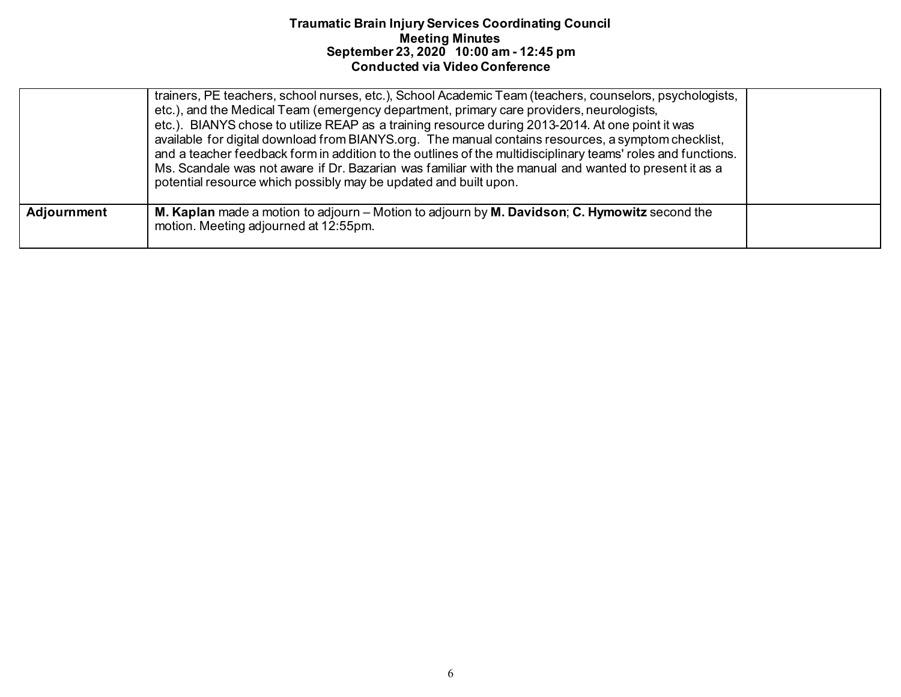| | | |
|---|---|---|
| | trainers, PE teachers, school nurses, etc.), School Academic Team (teachers, counselors, psychologists, etc.), and the Medical Team (emergency department, primary care providers, neurologists, etc.). BIANYS chose to utilize REAP as a training resource during 2013-2014. At one point it was available for digital download from BIANYS.org. The manual contains resources, a symptom checklist, and a teacher feedback form in addition to the outlines of the multidisciplinary teams' roles and functions. Ms. Scandale was not aware if Dr. Bazarian was familiar with the manual and wanted to present it as a potential resource which possibly may be updated and built upon. | |
| **Adjournment** | **M. Kaplan** made a motion to adjourn – Motion to adjourn by **M. Davidson**; **C. Hymowitz** second the motion. Meeting adjourned at 12:55pm. | |